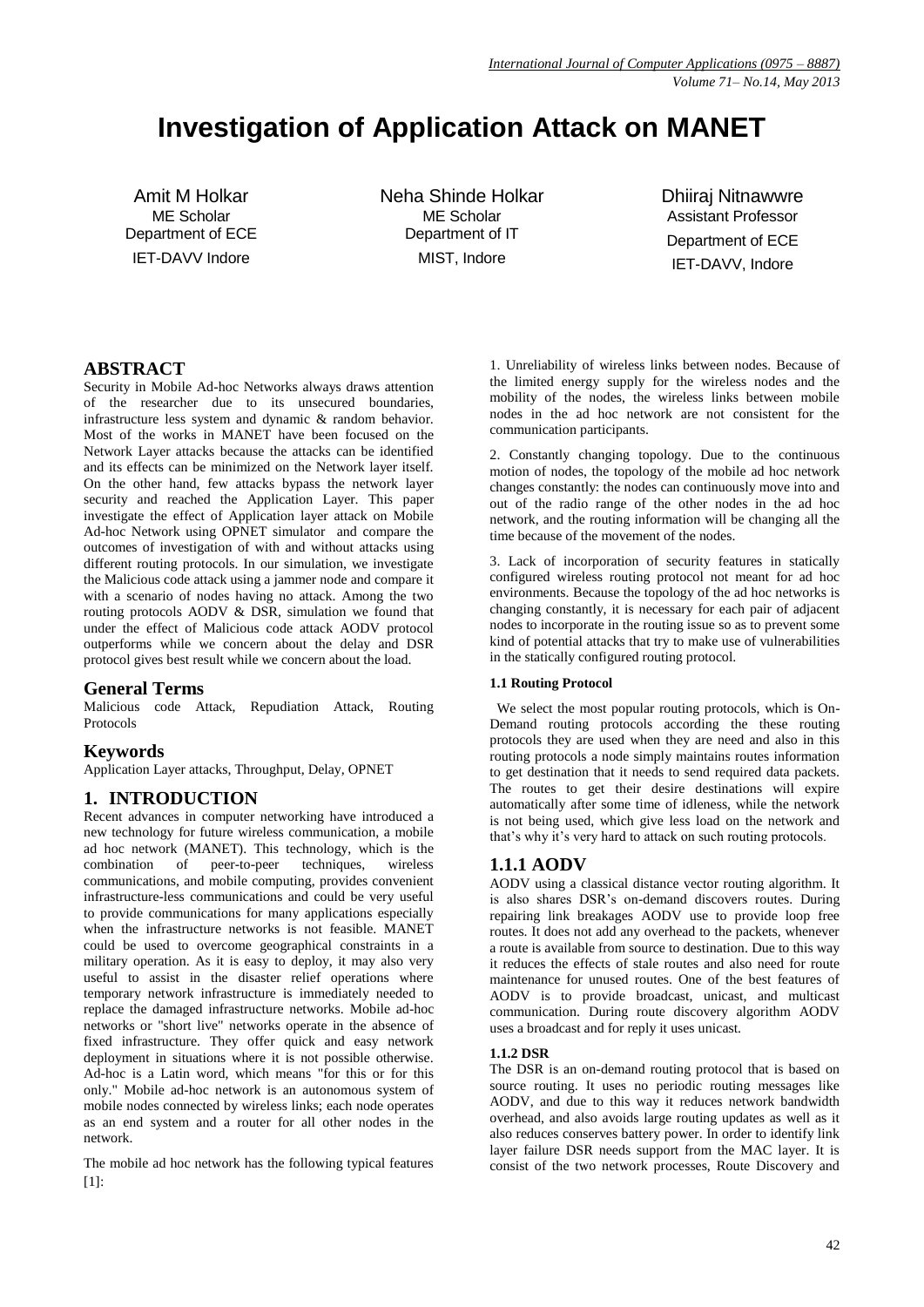# Investigation of Application Attack on MANET

Amit M Holkar
ME Scholar
Department of ECE
IET-DAVV Indore

Neha Shinde Holkar
ME Scholar
Department of IT
MIST, Indore

Dhiiraj Nitnawwre
Assistant Professor
Department of ECE
IET-DAVV, Indore

## ABSTRACT

Security in Mobile Ad-hoc Networks always draws attention of the researcher due to its unsecured boundaries, infrastructure less system and dynamic & random behavior. Most of the works in MANET have been focused on the Network Layer attacks because the attacks can be identified and its effects can be minimized on the Network layer itself. On the other hand, few attacks bypass the network layer security and reached the Application Layer. This paper investigate the effect of Application layer attack on Mobile Ad-hoc Network using OPNET simulator and compare the outcomes of investigation of with and without attacks using different routing protocols. In our simulation, we investigate the Malicious code attack using a jammer node and compare it with a scenario of nodes having no attack. Among the two routing protocols AODV & DSR, simulation we found that under the effect of Malicious code attack AODV protocol outperforms while we concern about the delay and DSR protocol gives best result while we concern about the load.

## General Terms

Malicious code Attack, Repudiation Attack, Routing Protocols

## Keywords

Application Layer attacks, Throughput, Delay, OPNET

## 1. INTRODUCTION

Recent advances in computer networking have introduced a new technology for future wireless communication, a mobile ad hoc network (MANET). This technology, which is the combination of peer-to-peer techniques, wireless communications, and mobile computing, provides convenient infrastructure-less communications and could be very useful to provide communications for many applications especially when the infrastructure networks is not feasible. MANET could be used to overcome geographical constraints in a military operation. As it is easy to deploy, it may also very useful to assist in the disaster relief operations where temporary network infrastructure is immediately needed to replace the damaged infrastructure networks. Mobile ad-hoc networks or "short live" networks operate in the absence of fixed infrastructure. They offer quick and easy network deployment in situations where it is not possible otherwise. Ad-hoc is a Latin word, which means "for this or for this only." Mobile ad-hoc network is an autonomous system of mobile nodes connected by wireless links; each node operates as an end system and a router for all other nodes in the network.

The mobile ad hoc network has the following typical features [1]:

1. Unreliability of wireless links between nodes. Because of the limited energy supply for the wireless nodes and the mobility of the nodes, the wireless links between mobile nodes in the ad hoc network are not consistent for the communication participants.

2. Constantly changing topology. Due to the continuous motion of nodes, the topology of the mobile ad hoc network changes constantly: the nodes can continuously move into and out of the radio range of the other nodes in the ad hoc network, and the routing information will be changing all the time because of the movement of the nodes.

3. Lack of incorporation of security features in statically configured wireless routing protocol not meant for ad hoc environments. Because the topology of the ad hoc networks is changing constantly, it is necessary for each pair of adjacent nodes to incorporate in the routing issue so as to prevent some kind of potential attacks that try to make use of vulnerabilities in the statically configured routing protocol.

#### 1.1 Routing Protocol

We select the most popular routing protocols, which is On-Demand routing protocols according the these routing protocols they are used when they are need and also in this routing protocols a node simply maintains routes information to get destination that it needs to send required data packets. The routes to get their desire destinations will expire automatically after some time of idleness, while the network is not being used, which give less load on the network and that's why it's very hard to attack on such routing protocols.

## 1.1.1 AODV

AODV using a classical distance vector routing algorithm. It is also shares DSR's on-demand discovers routes. During repairing link breakages AODV use to provide loop free routes. It does not add any overhead to the packets, whenever a route is available from source to destination. Due to this way it reduces the effects of stale routes and also need for route maintenance for unused routes. One of the best features of AODV is to provide broadcast, unicast, and multicast communication. During route discovery algorithm AODV uses a broadcast and for reply it uses unicast.

#### 1.1.2 DSR

The DSR is an on-demand routing protocol that is based on source routing. It uses no periodic routing messages like AODV, and due to this way it reduces network bandwidth overhead, and also avoids large routing updates as well as it also reduces conserves battery power. In order to identify link layer failure DSR needs support from the MAC layer. It is consist of the two network processes, Route Discovery and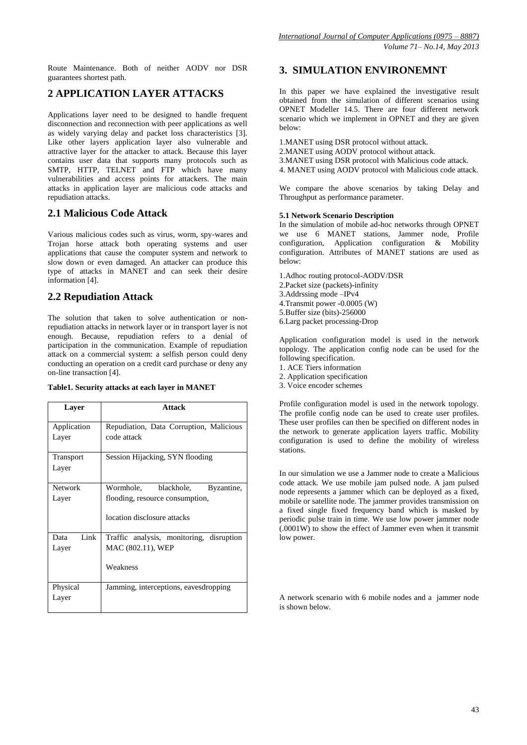Route Maintenance. Both of neither AODV nor DSR guarantees shortest path.

## 2 APPLICATION LAYER ATTACKS

Applications layer need to be designed to handle frequent disconnection and reconnection with peer applications as well as widely varying delay and packet loss characteristics [3]. Like other layers application layer also vulnerable and attractive layer for the attacker to attack. Because this layer contains user data that supports many protocols such as SMTP, HTTP, TELNET and FTP which have many vulnerabilities and access points for attackers. The main attacks in application layer are malicious code attacks and repudiation attacks.

### 2.1 Malicious Code Attack

Various malicious codes such as virus, worm, spy-wares and Trojan horse attack both operating systems and user applications that cause the computer system and network to slow down or even damaged. An attacker can produce this type of attacks in MANET and can seek their desire information [4].

### 2.2 Repudiation Attack

The solution that taken to solve authentication or non-repudiation attacks in network layer or in transport layer is not enough. Because, repudiation refers to a denial of participation in the communication. Example of repudiation attack on a commercial system: a selfish person could deny conducting an operation on a credit card purchase or deny any on-line transaction [4].

**Table1. Security attacks at each layer in MANET**

| Layer | Attack |
|---|---|
| Application Layer | Repudiation, Data Corruption, Malicious code attack |
| Transport Layer | Session Hijacking, SYN flooding |
| Network Layer | Wormhole, blackhole, Byzantine, flooding, resource consumption, location disclosure attacks |
| Data Link Layer | Traffic analysis, monitoring, disruption MAC (802.11), WEP Weakness |
| Physical Layer | Jamming, interceptions, eavesdropping |

## 3. SIMULATION ENVIRONEMNT

In this paper we have explained the investigative result obtained from the simulation of different scenarios using OPNET Modeller 14.5. There are four different network scenario which we implement in OPNET and they are given below:

1.MANET using DSR protocol without attack.
2.MANET using AODV protocol without attack.
3.MANET using DSR protocol with Malicious code attack.
4. MANET using AODV protocol with Malicious code attack.

We compare the above scenarios by taking Delay and Throughput as performance parameter.

**5.1 Network Scenario Description**

In the simulation of mobile ad-hoc networks through OPNET we use 6 MANET stations, Jammer node, Profile configuration, Application configuration & Mobility configuration. Attributes of MANET stations are used as below:

1.Adhoc routing protocol-AODV/DSR
2.Packet size (packets)-infinity
3.Addrssing mode –IPv4
4.Transmit power -0.0005 (W)
5.Buffer size (bits)-256000
6.Larg packet processing-Drop

Application configuration model is used in the network topology. The application config node can be used for the following specification.
1. ACE Tiers information
2. Application specification
3. Voice encoder schemes

Profile configuration model is used in the network topology. The profile config node can be used to create user profiles. These user profiles can then be specified on different nodes in the network to generate application layers traffic. Mobility configuration is used to define the mobility of wireless stations.

In our simulation we use a Jammer node to create a Malicious code attack. We use mobile jam pulsed node. A jam pulsed node represents a jammer which can be deployed as a fixed, mobile or satellite node. The jammer provides transmission on a fixed single fixed frequency band which is masked by periodic pulse train in time. We use low power jammer node (.0001W) to show the effect of Jammer even when it transmit low power.

A network scenario with 6 mobile nodes and a jammer node is shown below.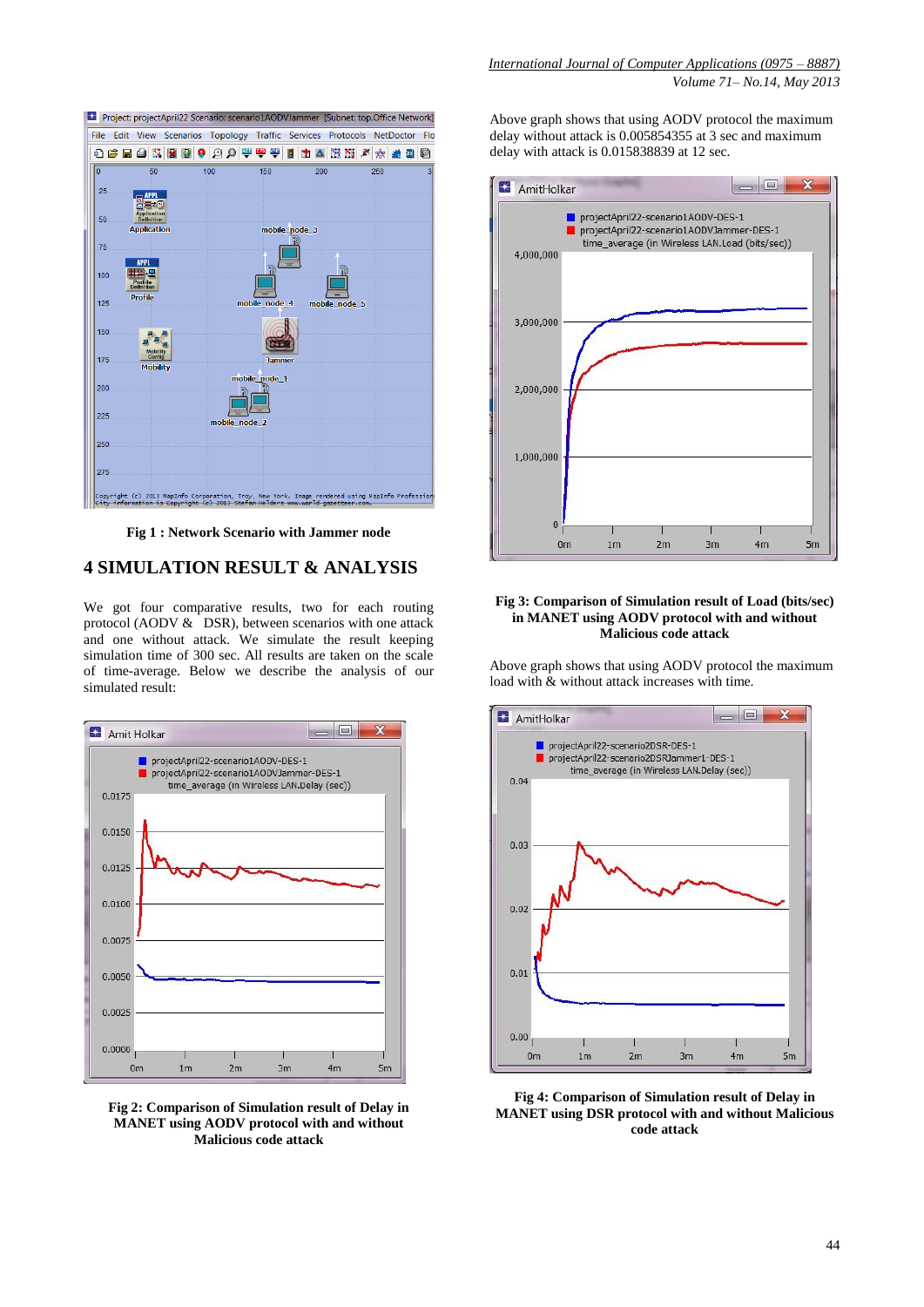Fig 1 : Network Scenario with Jammer node

## 4 SIMULATION RESULT & ANALYSIS

We got four comparative results, two for each routing protocol (AODV & DSR), between scenarios with one attack and one without attack. We simulate the result keeping simulation time of 300 sec. All results are taken on the scale of time-average. Below we describe the analysis of our simulated result:

**Fig 2: Comparison of Simulation result of Delay in MANET using AODV protocol with and without Malicious code attack**

Above graph shows that using AODV protocol the maximum delay without attack is 0.005854355 at 3 sec and maximum delay with attack is 0.015838839 at 12 sec.

**Fig 3: Comparison of Simulation result of Load (bits/sec) in MANET using AODV protocol with and without Malicious code attack**

Above graph shows that using AODV protocol the maximum load with & without attack increases with time.

**Fig 4: Comparison of Simulation result of Delay in MANET using DSR protocol with and without Malicious code attack**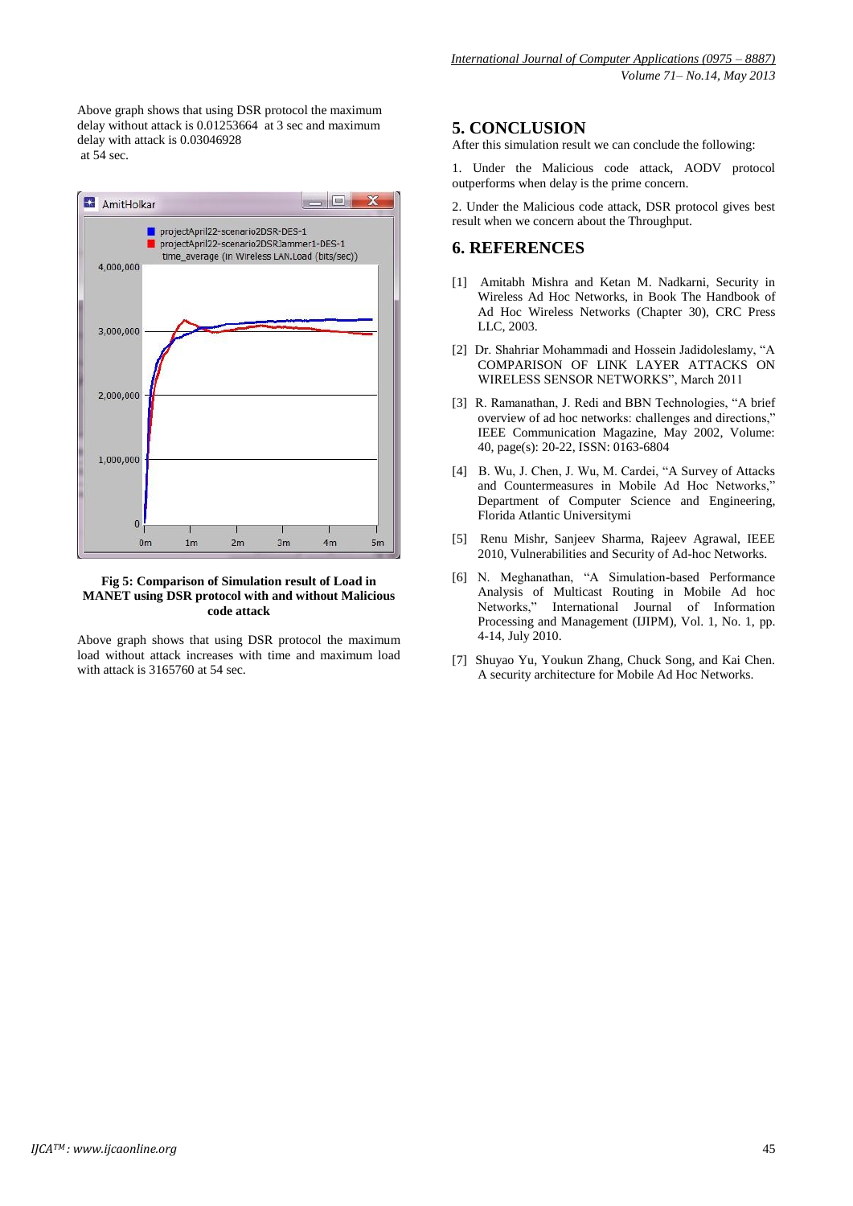Above graph shows that using DSR protocol the maximum delay without attack is 0.01253664 at 3 sec and maximum delay with attack is 0.03046928 at 54 sec.

AmitHolkar

projectApril22-scenario2DSR-DES-1
projectApril22-scenario2DSRJammer1-DES-1
time_average (in Wireless LAN.Load (bits/sec))

4,000,000
3,000,000
2,000,000
1,000,000
0

0m 1m 2m 3m 4m 5m

**Fig 5: Comparison of Simulation result of Load in MANET using DSR protocol with and without Malicious code attack**

Above graph shows that using DSR protocol the maximum load without attack increases with time and maximum load with attack is 3165760 at 54 sec.

## 5. CONCLUSION

After this simulation result we can conclude the following:

1. Under the Malicious code attack, AODV protocol outperforms when delay is the prime concern.

2. Under the Malicious code attack, DSR protocol gives best result when we concern about the Throughput.

## 6. REFERENCES

[1] Amitabh Mishra and Ketan M. Nadkarni, Security in Wireless Ad Hoc Networks, in Book The Handbook of Ad Hoc Wireless Networks (Chapter 30), CRC Press LLC, 2003.

[2] Dr. Shahriar Mohammadi and Hossein Jadidoleslamy, "A COMPARISON OF LINK LAYER ATTACKS ON WIRELESS SENSOR NETWORKS", March 2011

[3] R. Ramanathan, J. Redi and BBN Technologies, "A brief overview of ad hoc networks: challenges and directions," IEEE Communication Magazine, May 2002, Volume: 40, page(s): 20-22, ISSN: 0163-6804

[4] B. Wu, J. Chen, J. Wu, M. Cardei, "A Survey of Attacks and Countermeasures in Mobile Ad Hoc Networks," Department of Computer Science and Engineering, Florida Atlantic Universitymi

[5] Renu Mishr, Sanjeev Sharma, Rajeev Agrawal, IEEE 2010, Vulnerabilities and Security of Ad-hoc Networks.

[6] N. Meghanathan, "A Simulation-based Performance Analysis of Multicast Routing in Mobile Ad hoc Networks," International Journal of Information Processing and Management (IJIPM), Vol. 1, No. 1, pp. 4-14, July 2010.

[7] Shuyao Yu, Youkun Zhang, Chuck Song, and Kai Chen. A security architecture for Mobile Ad Hoc Networks.